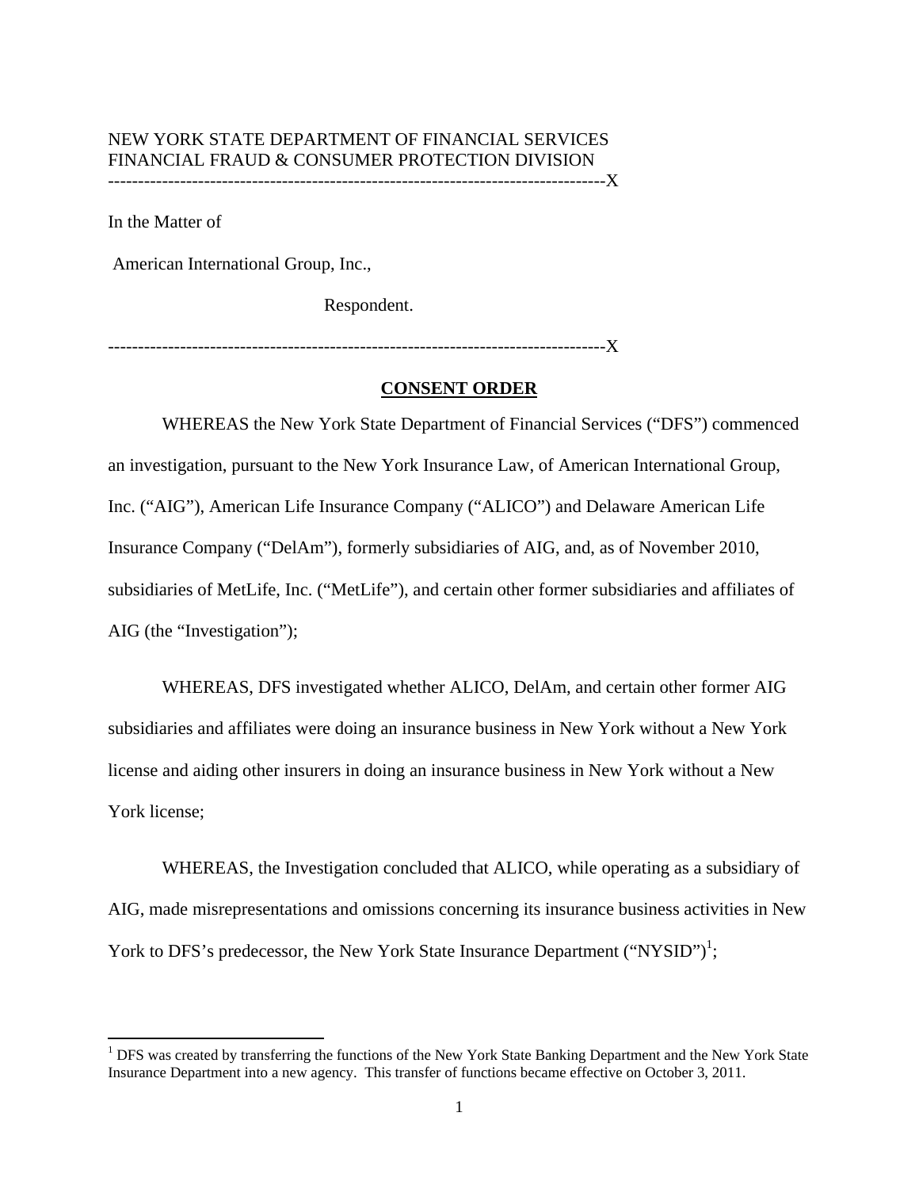NEW YORK STATE DEPARTMENT OF FINANCIAL SERVICES
FINANCIAL FRAUD & CONSUMER PROTECTION DIVISION

---

In the Matter of

American International Group, Inc.,

Respondent.

---

## CONSENT ORDER

WHEREAS the New York State Department of Financial Services ("DFS") commenced an investigation, pursuant to the New York Insurance Law, of American International Group, Inc. ("AIG"), American Life Insurance Company ("ALICO") and Delaware American Life Insurance Company ("DelAm"), formerly subsidiaries of AIG, and, as of November 2010, subsidiaries of MetLife, Inc. ("MetLife"), and certain other former subsidiaries and affiliates of AIG (the "Investigation");

WHEREAS, DFS investigated whether ALICO, DelAm, and certain other former AIG subsidiaries and affiliates were doing an insurance business in New York without a New York license and aiding other insurers in doing an insurance business in New York without a New York license;

WHEREAS, the Investigation concluded that ALICO, while operating as a subsidiary of AIG, made misrepresentations and omissions concerning its insurance business activities in New York to DFS's predecessor, the New York State Insurance Department ("NYSID")[1];

---

[1] DFS was created by transferring the functions of the New York State Banking Department and the New York State Insurance Department into a new agency. This transfer of functions became effective on October 3, 2011.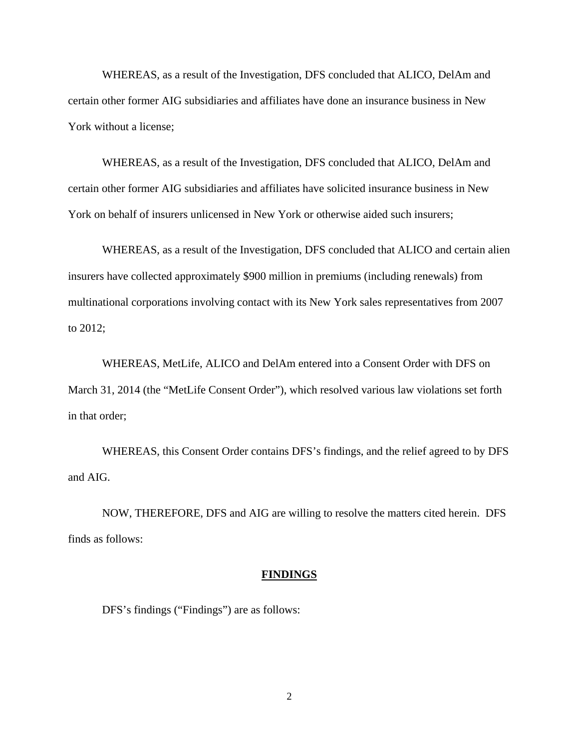WHEREAS, as a result of the Investigation, DFS concluded that ALICO, DelAm and certain other former AIG subsidiaries and affiliates have done an insurance business in New York without a license;

WHEREAS, as a result of the Investigation, DFS concluded that ALICO, DelAm and certain other former AIG subsidiaries and affiliates have solicited insurance business in New York on behalf of insurers unlicensed in New York or otherwise aided such insurers;

WHEREAS, as a result of the Investigation, DFS concluded that ALICO and certain alien insurers have collected approximately $900 million in premiums (including renewals) from multinational corporations involving contact with its New York sales representatives from 2007 to 2012;

WHEREAS, MetLife, ALICO and DelAm entered into a Consent Order with DFS on March 31, 2014 (the "MetLife Consent Order"), which resolved various law violations set forth in that order;

WHEREAS, this Consent Order contains DFS's findings, and the relief agreed to by DFS and AIG.

NOW, THEREFORE, DFS and AIG are willing to resolve the matters cited herein. DFS finds as follows:

## FINDINGS

DFS's findings ("Findings") are as follows: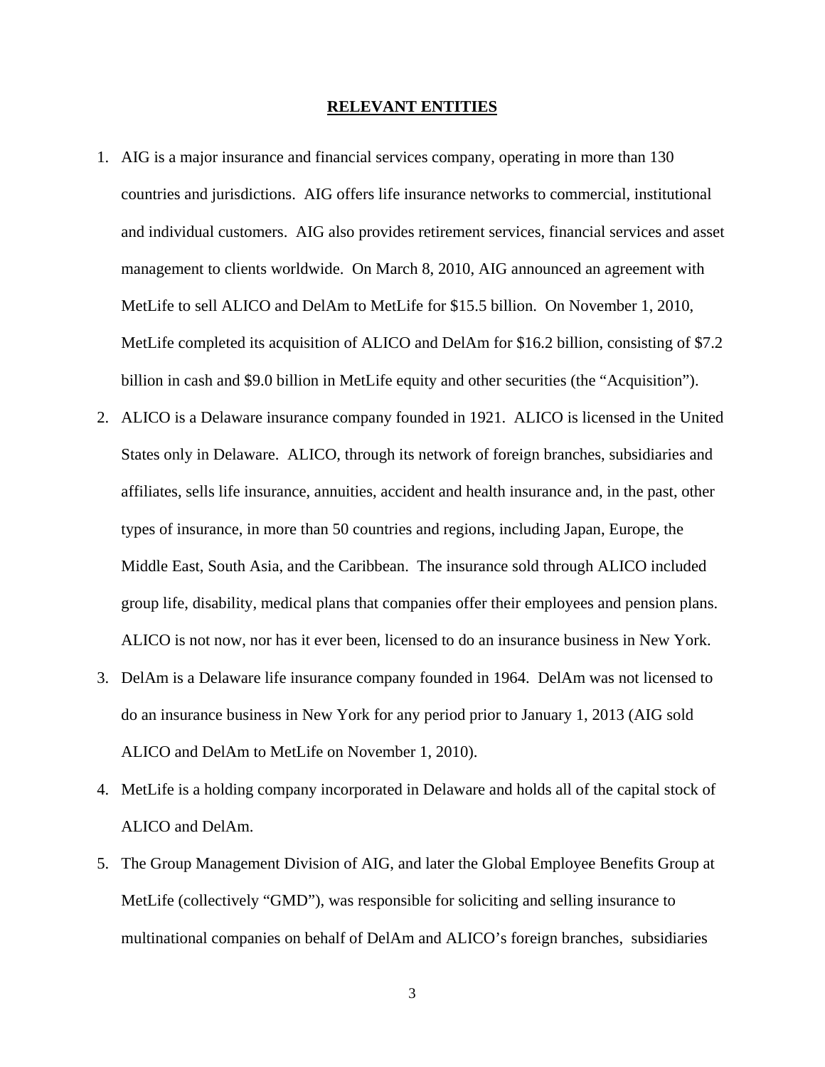## RELEVANT ENTITIES

1. AIG is a major insurance and financial services company, operating in more than 130 countries and jurisdictions. AIG offers life insurance networks to commercial, institutional and individual customers. AIG also provides retirement services, financial services and asset management to clients worldwide. On March 8, 2010, AIG announced an agreement with MetLife to sell ALICO and DelAm to MetLife for $15.5 billion. On November 1, 2010, MetLife completed its acquisition of ALICO and DelAm for $16.2 billion, consisting of $7.2 billion in cash and $9.0 billion in MetLife equity and other securities (the "Acquisition").
2. ALICO is a Delaware insurance company founded in 1921. ALICO is licensed in the United States only in Delaware. ALICO, through its network of foreign branches, subsidiaries and affiliates, sells life insurance, annuities, accident and health insurance and, in the past, other types of insurance, in more than 50 countries and regions, including Japan, Europe, the Middle East, South Asia, and the Caribbean. The insurance sold through ALICO included group life, disability, medical plans that companies offer their employees and pension plans. ALICO is not now, nor has it ever been, licensed to do an insurance business in New York.
3. DelAm is a Delaware life insurance company founded in 1964. DelAm was not licensed to do an insurance business in New York for any period prior to January 1, 2013 (AIG sold ALICO and DelAm to MetLife on November 1, 2010).
4. MetLife is a holding company incorporated in Delaware and holds all of the capital stock of ALICO and DelAm.
5. The Group Management Division of AIG, and later the Global Employee Benefits Group at MetLife (collectively "GMD"), was responsible for soliciting and selling insurance to multinational companies on behalf of DelAm and ALICO's foreign branches, subsidiaries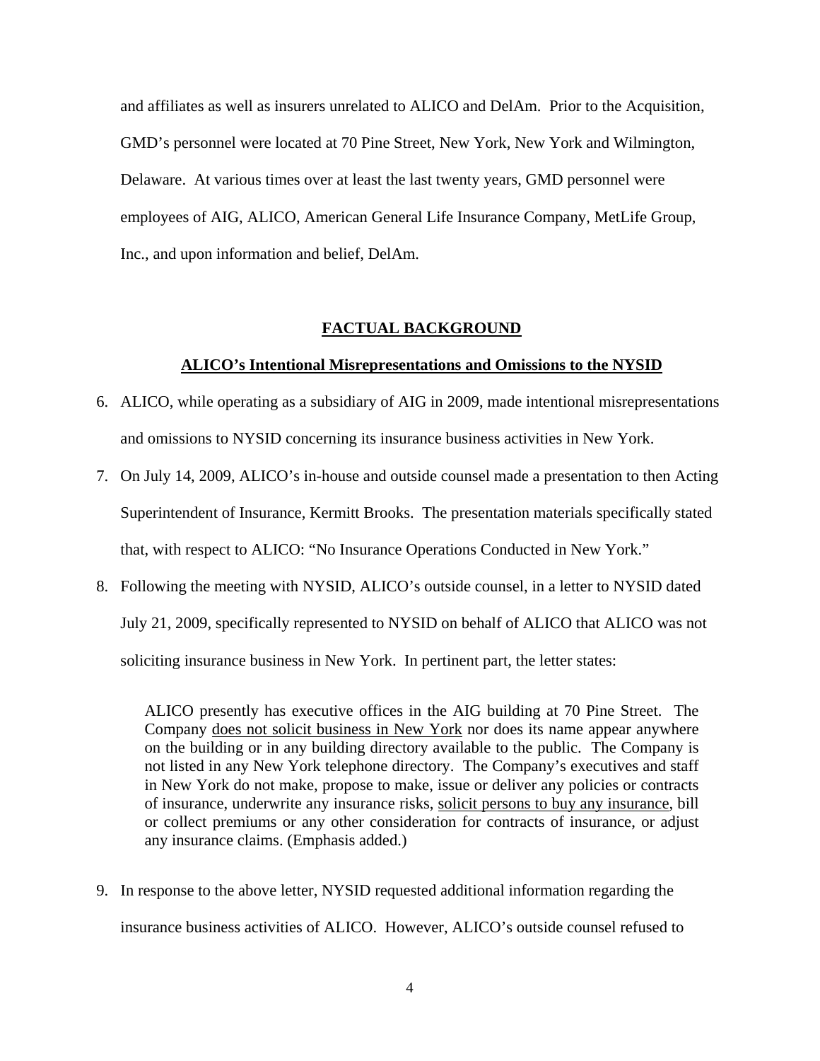and affiliates as well as insurers unrelated to ALICO and DelAm. Prior to the Acquisition, GMD's personnel were located at 70 Pine Street, New York, New York and Wilmington, Delaware. At various times over at least the last twenty years, GMD personnel were employees of AIG, ALICO, American General Life Insurance Company, MetLife Group, Inc., and upon information and belief, DelAm.

## FACTUAL BACKGROUND

### ALICO's Intentional Misrepresentations and Omissions to the NYSID

6. ALICO, while operating as a subsidiary of AIG in 2009, made intentional misrepresentations and omissions to NYSID concerning its insurance business activities in New York.
7. On July 14, 2009, ALICO's in-house and outside counsel made a presentation to then Acting Superintendent of Insurance, Kermitt Brooks. The presentation materials specifically stated that, with respect to ALICO: "No Insurance Operations Conducted in New York."
8. Following the meeting with NYSID, ALICO's outside counsel, in a letter to NYSID dated July 21, 2009, specifically represented to NYSID on behalf of ALICO that ALICO was not soliciting insurance business in New York. In pertinent part, the letter states:

> ALICO presently has executive offices in the AIG building at 70 Pine Street. The Company <u>does not solicit business in New York</u> nor does its name appear anywhere on the building or in any building directory available to the public. The Company is not listed in any New York telephone directory. The Company's executives and staff in New York do not make, propose to make, issue or deliver any policies or contracts of insurance, underwrite any insurance risks, <u>solicit persons to buy any insurance</u>, bill or collect premiums or any other consideration for contracts of insurance, or adjust any insurance claims. (Emphasis added.)

9. In response to the above letter, NYSID requested additional information regarding the insurance business activities of ALICO. However, ALICO's outside counsel refused to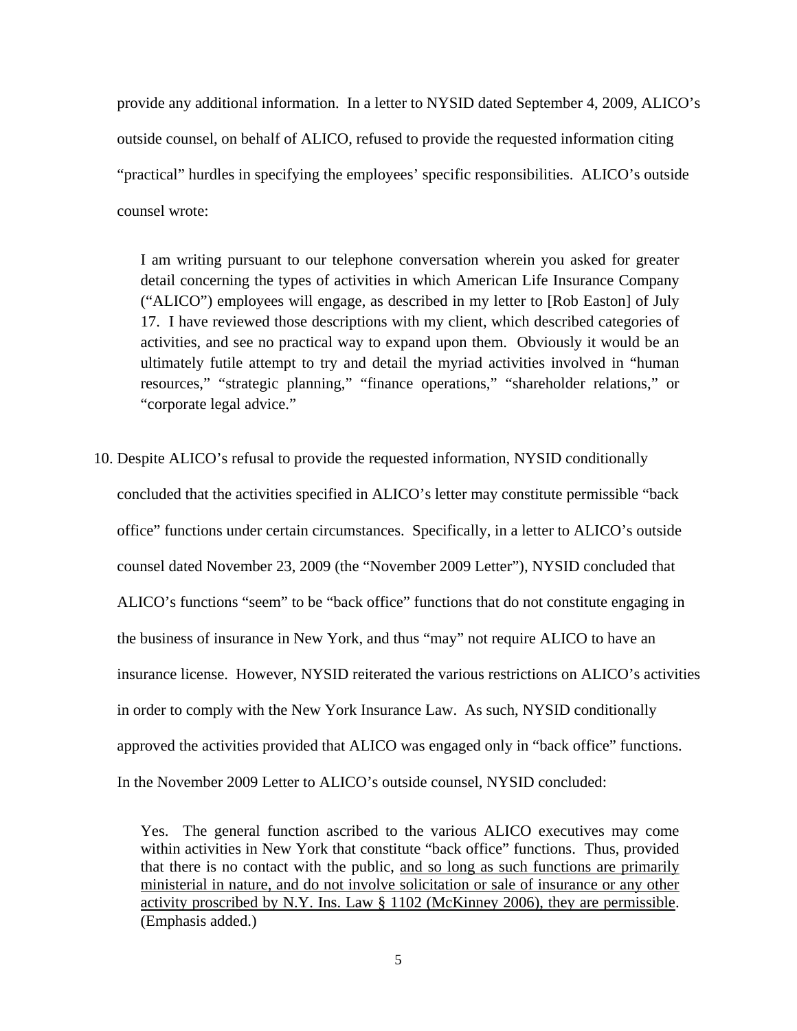provide any additional information. In a letter to NYSID dated September 4, 2009, ALICO's outside counsel, on behalf of ALICO, refused to provide the requested information citing "practical" hurdles in specifying the employees' specific responsibilities. ALICO's outside counsel wrote:

> I am writing pursuant to our telephone conversation wherein you asked for greater detail concerning the types of activities in which American Life Insurance Company ("ALICO") employees will engage, as described in my letter to [Rob Easton] of July 17. I have reviewed those descriptions with my client, which described categories of activities, and see no practical way to expand upon them. Obviously it would be an ultimately futile attempt to try and detail the myriad activities involved in "human resources," "strategic planning," "finance operations," "shareholder relations," or "corporate legal advice."

10. Despite ALICO's refusal to provide the requested information, NYSID conditionally concluded that the activities specified in ALICO's letter may constitute permissible "back office" functions under certain circumstances. Specifically, in a letter to ALICO's outside counsel dated November 23, 2009 (the "November 2009 Letter"), NYSID concluded that ALICO's functions "seem" to be "back office" functions that do not constitute engaging in the business of insurance in New York, and thus "may" not require ALICO to have an insurance license. However, NYSID reiterated the various restrictions on ALICO's activities in order to comply with the New York Insurance Law. As such, NYSID conditionally approved the activities provided that ALICO was engaged only in "back office" functions. In the November 2009 Letter to ALICO's outside counsel, NYSID concluded:

> Yes. The general function ascribed to the various ALICO executives may come within activities in New York that constitute "back office" functions. Thus, provided that there is no contact with the public, <u>and so long as such functions are primarily ministerial in nature, and do not involve solicitation or sale of insurance or any other activity proscribed by N.Y. Ins. Law § 1102 (McKinney 2006), they are permissible</u>. (Emphasis added.)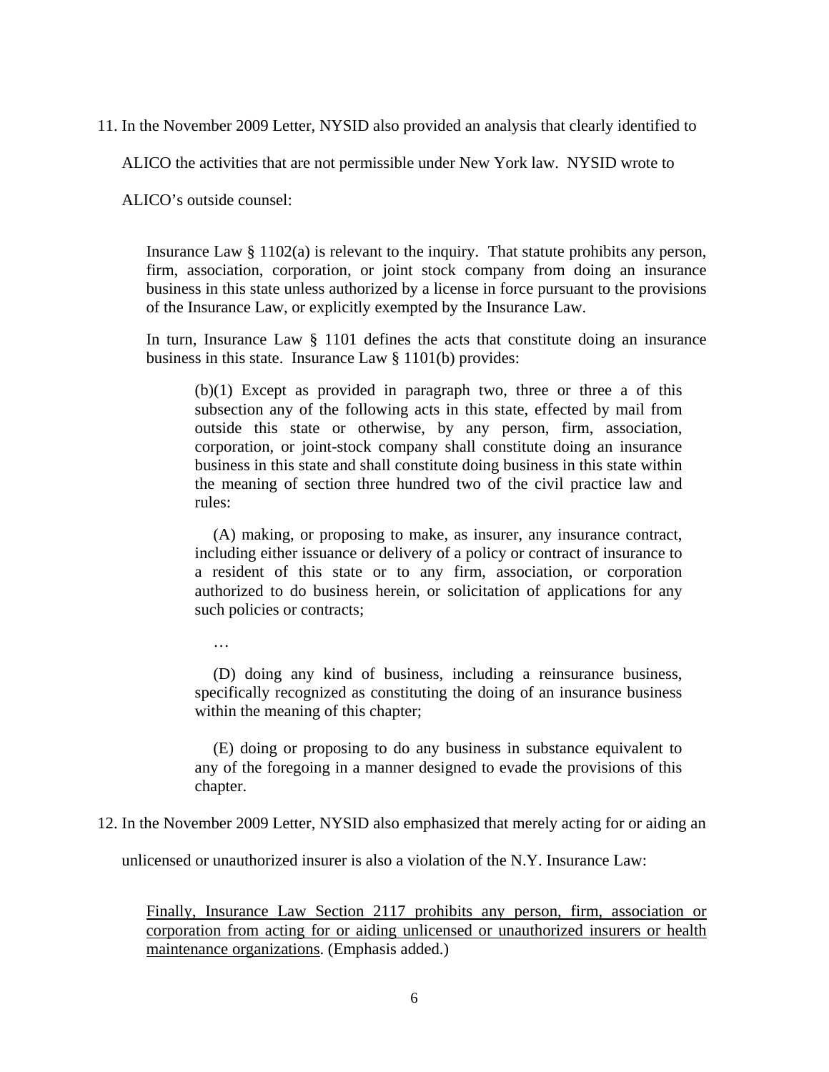11. In the November 2009 Letter, NYSID also provided an analysis that clearly identified to ALICO the activities that are not permissible under New York law. NYSID wrote to ALICO's outside counsel:

> Insurance Law § 1102(a) is relevant to the inquiry. That statute prohibits any person, firm, association, corporation, or joint stock company from doing an insurance business in this state unless authorized by a license in force pursuant to the provisions of the Insurance Law, or explicitly exempted by the Insurance Law.
>
> In turn, Insurance Law § 1101 defines the acts that constitute doing an insurance business in this state. Insurance Law § 1101(b) provides:
>
>> (b)(1) Except as provided in paragraph two, three or three a of this subsection any of the following acts in this state, effected by mail from outside this state or otherwise, by any person, firm, association, corporation, or joint-stock company shall constitute doing an insurance business in this state and shall constitute doing business in this state within the meaning of section three hundred two of the civil practice law and rules:
>>
>> (A) making, or proposing to make, as insurer, any insurance contract, including either issuance or delivery of a policy or contract of insurance to a resident of this state or to any firm, association, or corporation authorized to do business herein, or solicitation of applications for any such policies or contracts;
>>
>> …
>>
>> (D) doing any kind of business, including a reinsurance business, specifically recognized as constituting the doing of an insurance business within the meaning of this chapter;
>>
>> (E) doing or proposing to do any business in substance equivalent to any of the foregoing in a manner designed to evade the provisions of this chapter.

12. In the November 2009 Letter, NYSID also emphasized that merely acting for or aiding an unlicensed or unauthorized insurer is also a violation of the N.Y. Insurance Law:

> <u>Finally, Insurance Law Section 2117 prohibits any person, firm, association or corporation from acting for or aiding unlicensed or unauthorized insurers or health maintenance organizations</u>. (Emphasis added.)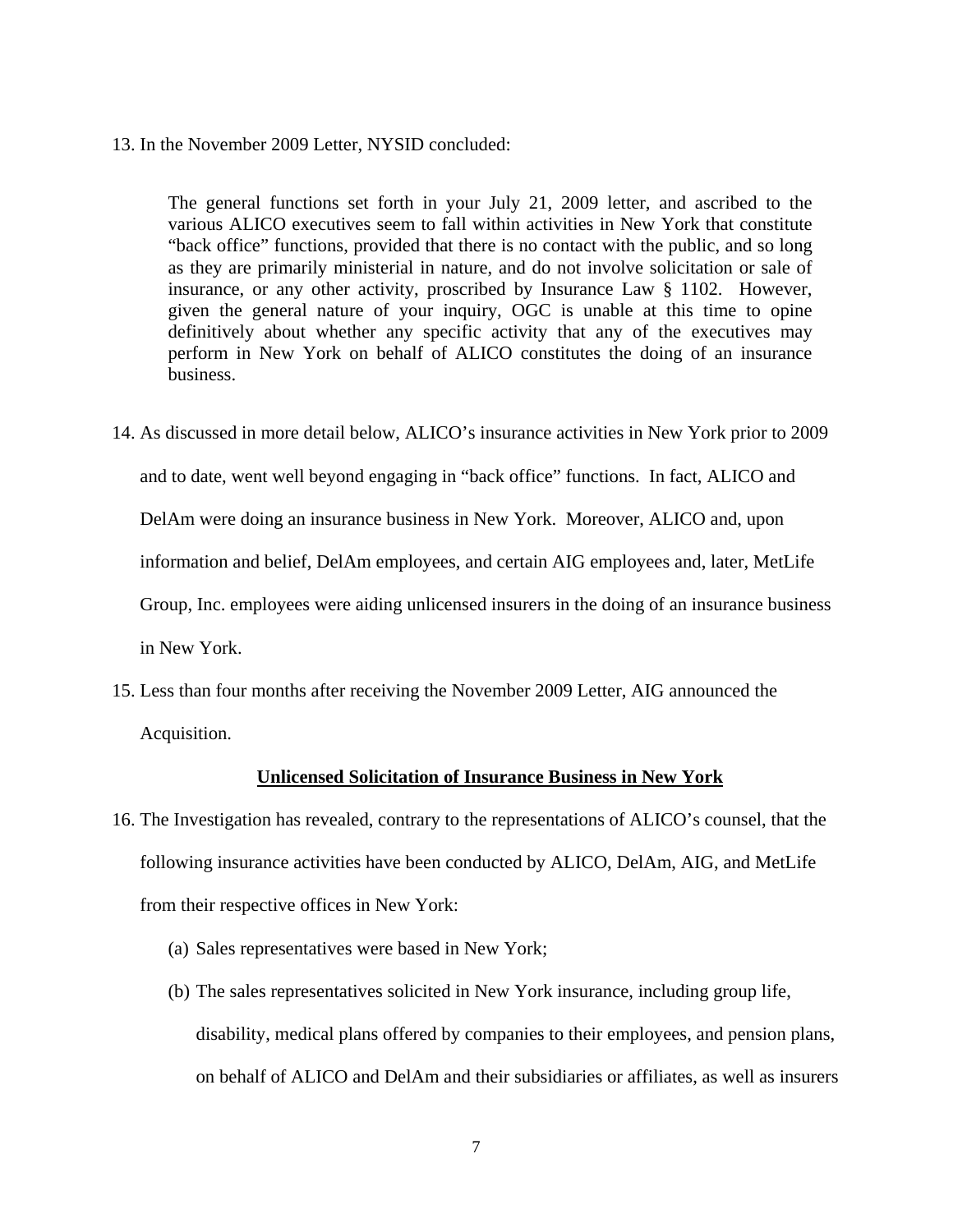13. In the November 2009 Letter, NYSID concluded:

> The general functions set forth in your July 21, 2009 letter, and ascribed to the various ALICO executives seem to fall within activities in New York that constitute "back office" functions, provided that there is no contact with the public, and so long as they are primarily ministerial in nature, and do not involve solicitation or sale of insurance, or any other activity, proscribed by Insurance Law § 1102. However, given the general nature of your inquiry, OGC is unable at this time to opine definitively about whether any specific activity that any of the executives may perform in New York on behalf of ALICO constitutes the doing of an insurance business.

14. As discussed in more detail below, ALICO's insurance activities in New York prior to 2009 and to date, went well beyond engaging in "back office" functions. In fact, ALICO and DelAm were doing an insurance business in New York. Moreover, ALICO and, upon information and belief, DelAm employees, and certain AIG employees and, later, MetLife Group, Inc. employees were aiding unlicensed insurers in the doing of an insurance business in New York.

15. Less than four months after receiving the November 2009 Letter, AIG announced the Acquisition.

**<u>Unlicensed Solicitation of Insurance Business in New York</u>**

16. The Investigation has revealed, contrary to the representations of ALICO's counsel, that the following insurance activities have been conducted by ALICO, DelAm, AIG, and MetLife from their respective offices in New York:

    (a) Sales representatives were based in New York;

    (b) The sales representatives solicited in New York insurance, including group life, disability, medical plans offered by companies to their employees, and pension plans, on behalf of ALICO and DelAm and their subsidiaries or affiliates, as well as insurers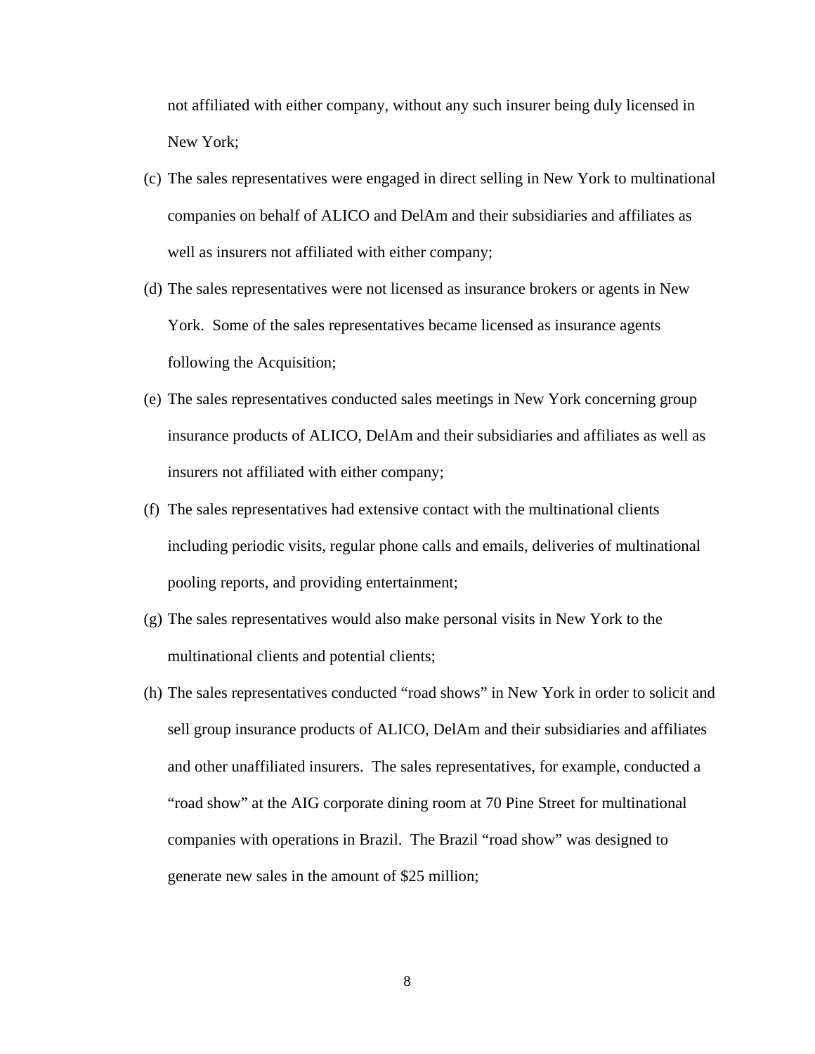not affiliated with either company, without any such insurer being duly licensed in New York;

(c) The sales representatives were engaged in direct selling in New York to multinational companies on behalf of ALICO and DelAm and their subsidiaries and affiliates as well as insurers not affiliated with either company;

(d) The sales representatives were not licensed as insurance brokers or agents in New York. Some of the sales representatives became licensed as insurance agents following the Acquisition;

(e) The sales representatives conducted sales meetings in New York concerning group insurance products of ALICO, DelAm and their subsidiaries and affiliates as well as insurers not affiliated with either company;

(f) The sales representatives had extensive contact with the multinational clients including periodic visits, regular phone calls and emails, deliveries of multinational pooling reports, and providing entertainment;

(g) The sales representatives would also make personal visits in New York to the multinational clients and potential clients;

(h) The sales representatives conducted "road shows" in New York in order to solicit and sell group insurance products of ALICO, DelAm and their subsidiaries and affiliates and other unaffiliated insurers. The sales representatives, for example, conducted a "road show" at the AIG corporate dining room at 70 Pine Street for multinational companies with operations in Brazil. The Brazil "road show" was designed to generate new sales in the amount of $25 million;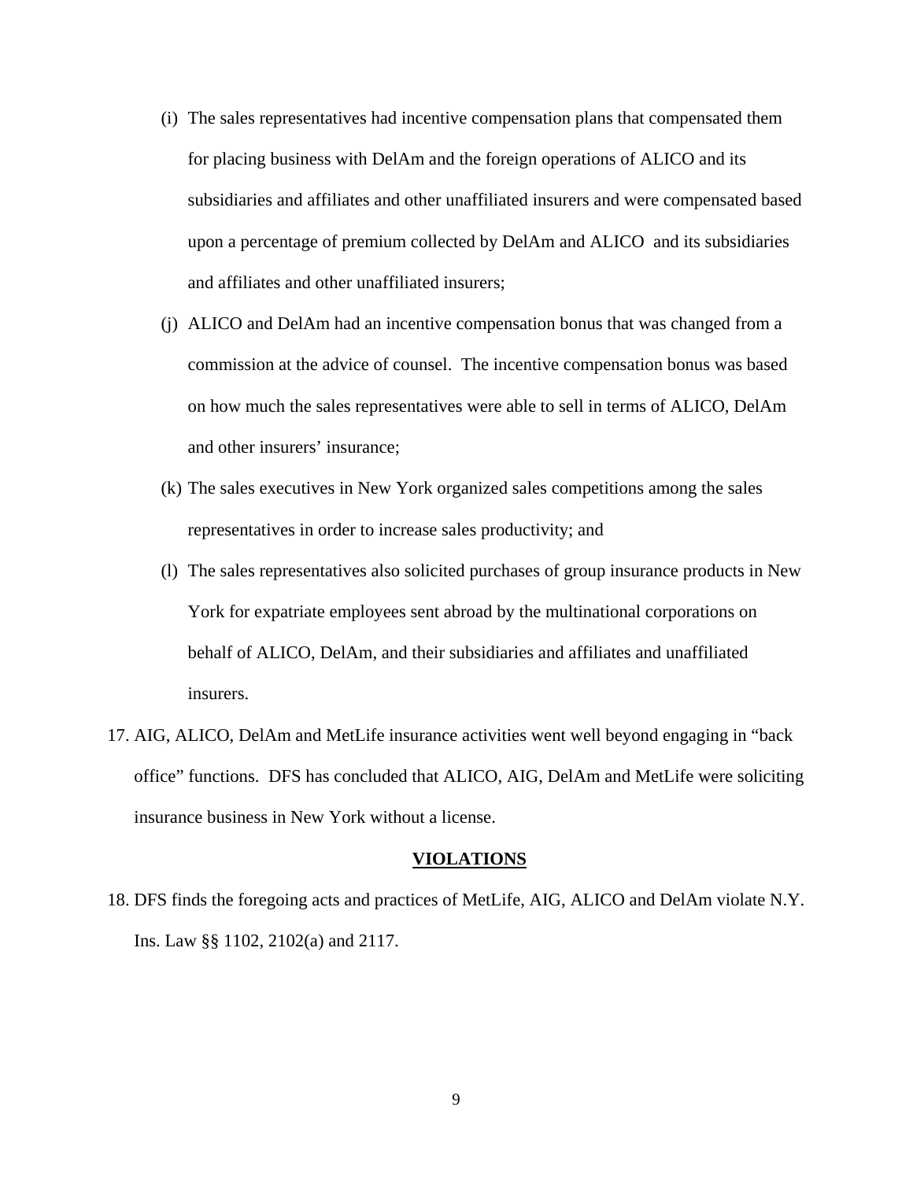(i) The sales representatives had incentive compensation plans that compensated them for placing business with DelAm and the foreign operations of ALICO and its subsidiaries and affiliates and other unaffiliated insurers and were compensated based upon a percentage of premium collected by DelAm and ALICO and its subsidiaries and affiliates and other unaffiliated insurers;

(j) ALICO and DelAm had an incentive compensation bonus that was changed from a commission at the advice of counsel. The incentive compensation bonus was based on how much the sales representatives were able to sell in terms of ALICO, DelAm and other insurers' insurance;

(k) The sales executives in New York organized sales competitions among the sales representatives in order to increase sales productivity; and

(l) The sales representatives also solicited purchases of group insurance products in New York for expatriate employees sent abroad by the multinational corporations on behalf of ALICO, DelAm, and their subsidiaries and affiliates and unaffiliated insurers.

17. AIG, ALICO, DelAm and MetLife insurance activities went well beyond engaging in "back office" functions. DFS has concluded that ALICO, AIG, DelAm and MetLife were soliciting insurance business in New York without a license.

## <u>VIOLATIONS</u>

18. DFS finds the foregoing acts and practices of MetLife, AIG, ALICO and DelAm violate N.Y. Ins. Law §§ 1102, 2102(a) and 2117.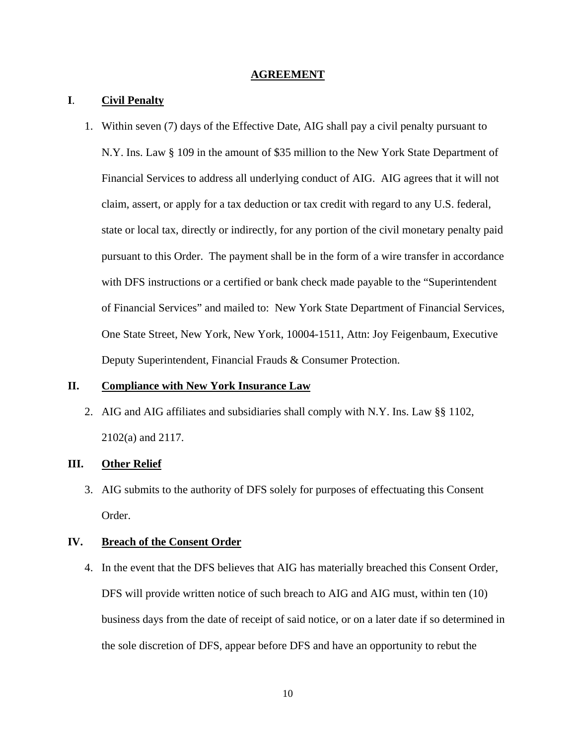## AGREEMENT

### I. Civil Penalty

1. Within seven (7) days of the Effective Date, AIG shall pay a civil penalty pursuant to N.Y. Ins. Law § 109 in the amount of $35 million to the New York State Department of Financial Services to address all underlying conduct of AIG. AIG agrees that it will not claim, assert, or apply for a tax deduction or tax credit with regard to any U.S. federal, state or local tax, directly or indirectly, for any portion of the civil monetary penalty paid pursuant to this Order. The payment shall be in the form of a wire transfer in accordance with DFS instructions or a certified or bank check made payable to the "Superintendent of Financial Services" and mailed to: New York State Department of Financial Services, One State Street, New York, New York, 10004-1511, Attn: Joy Feigenbaum, Executive Deputy Superintendent, Financial Frauds & Consumer Protection.

### II. Compliance with New York Insurance Law

2. AIG and AIG affiliates and subsidiaries shall comply with N.Y. Ins. Law §§ 1102, 2102(a) and 2117.

### III. Other Relief

3. AIG submits to the authority of DFS solely for purposes of effectuating this Consent Order.

### IV. Breach of the Consent Order

4. In the event that the DFS believes that AIG has materially breached this Consent Order, DFS will provide written notice of such breach to AIG and AIG must, within ten (10) business days from the date of receipt of said notice, or on a later date if so determined in the sole discretion of DFS, appear before DFS and have an opportunity to rebut the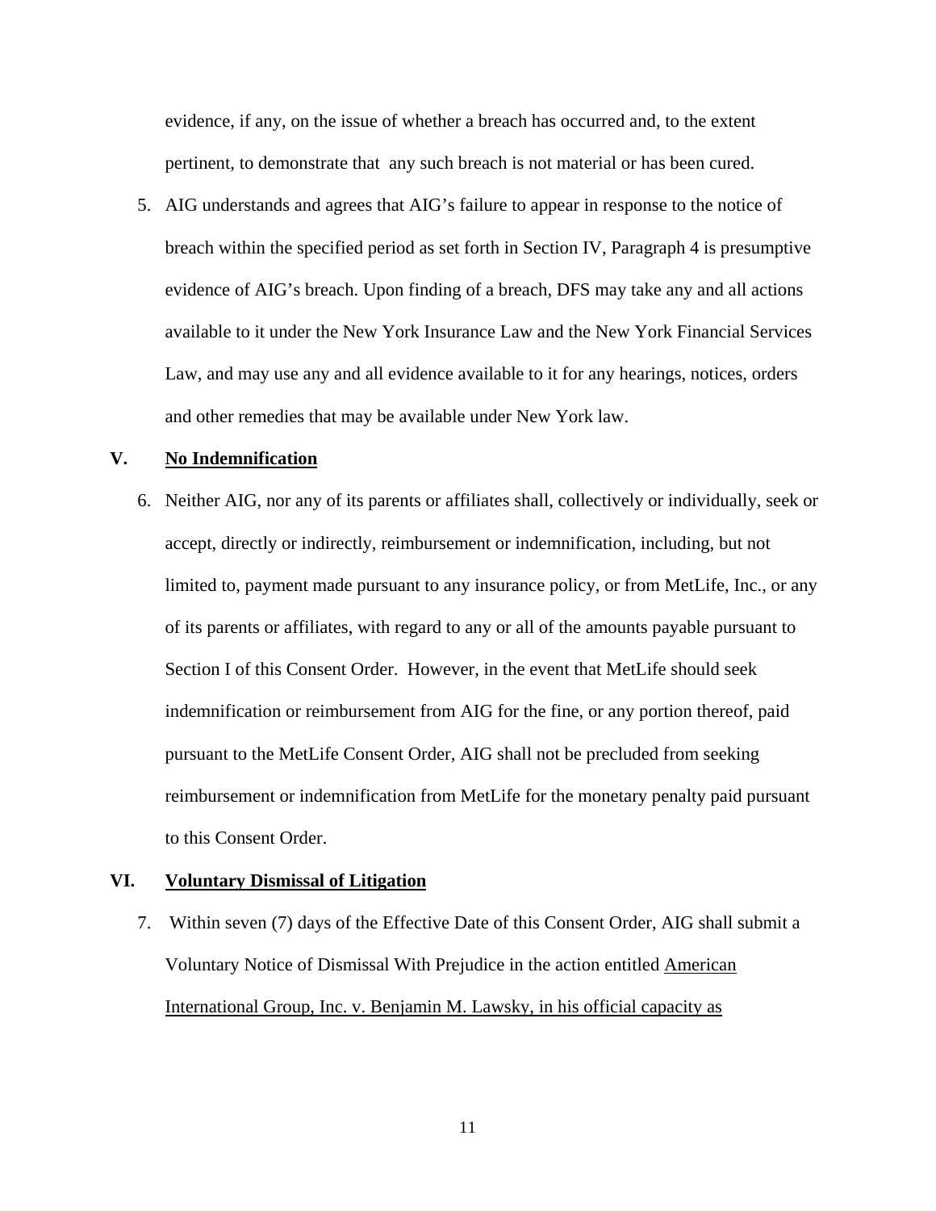evidence, if any, on the issue of whether a breach has occurred and, to the extent pertinent, to demonstrate that any such breach is not material or has been cured.

5. AIG understands and agrees that AIG's failure to appear in response to the notice of breach within the specified period as set forth in Section IV, Paragraph 4 is presumptive evidence of AIG's breach. Upon finding of a breach, DFS may take any and all actions available to it under the New York Insurance Law and the New York Financial Services Law, and may use any and all evidence available to it for any hearings, notices, orders and other remedies that may be available under New York law.

## V. No Indemnification

6. Neither AIG, nor any of its parents or affiliates shall, collectively or individually, seek or accept, directly or indirectly, reimbursement or indemnification, including, but not limited to, payment made pursuant to any insurance policy, or from MetLife, Inc., or any of its parents or affiliates, with regard to any or all of the amounts payable pursuant to Section I of this Consent Order. However, in the event that MetLife should seek indemnification or reimbursement from AIG for the fine, or any portion thereof, paid pursuant to the MetLife Consent Order, AIG shall not be precluded from seeking reimbursement or indemnification from MetLife for the monetary penalty paid pursuant to this Consent Order.

## VI. Voluntary Dismissal of Litigation

7. Within seven (7) days of the Effective Date of this Consent Order, AIG shall submit a Voluntary Notice of Dismissal With Prejudice in the action entitled American International Group, Inc. v. Benjamin M. Lawsky, in his official capacity as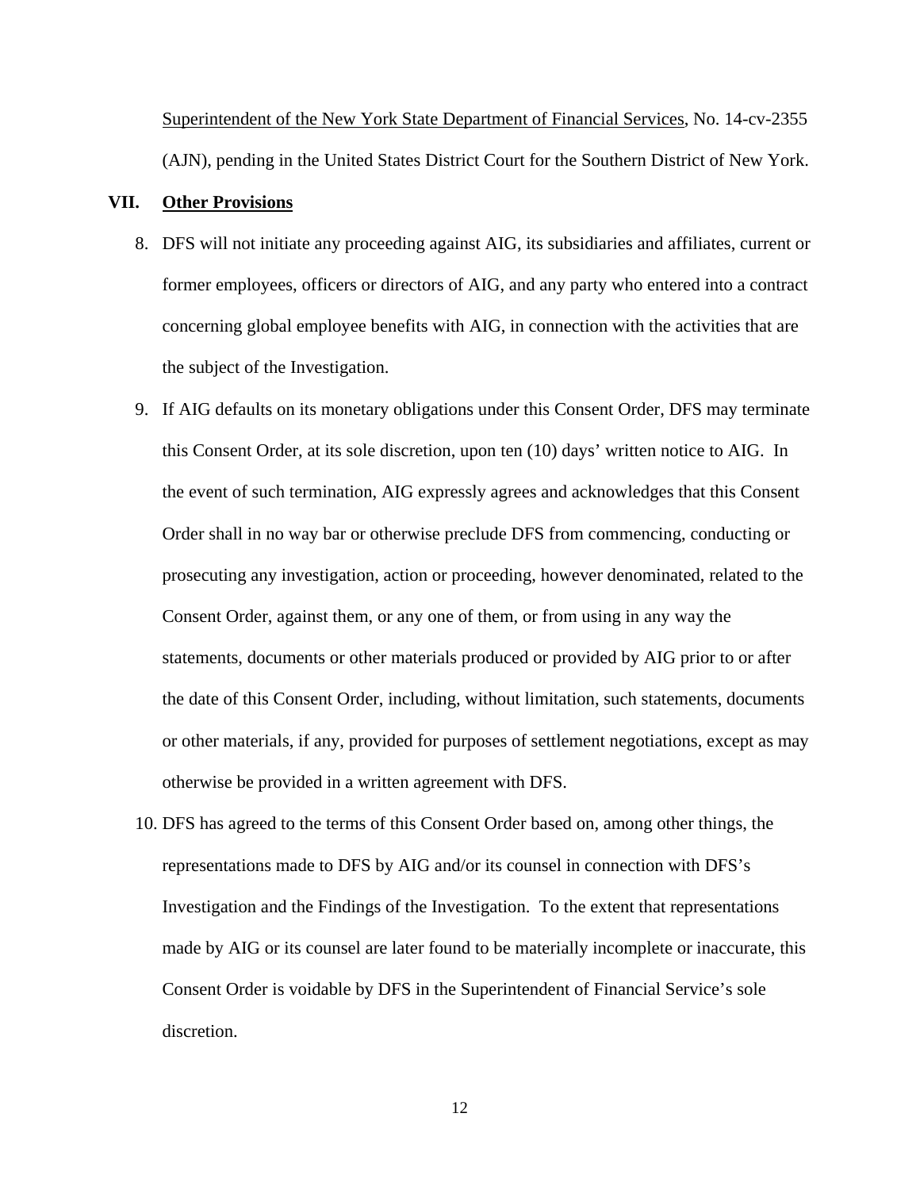Superintendent of the New York State Department of Financial Services, No. 14-cv-2355 (AJN), pending in the United States District Court for the Southern District of New York.

## VII. Other Provisions

8. DFS will not initiate any proceeding against AIG, its subsidiaries and affiliates, current or former employees, officers or directors of AIG, and any party who entered into a contract concerning global employee benefits with AIG, in connection with the activities that are the subject of the Investigation.

9. If AIG defaults on its monetary obligations under this Consent Order, DFS may terminate this Consent Order, at its sole discretion, upon ten (10) days' written notice to AIG. In the event of such termination, AIG expressly agrees and acknowledges that this Consent Order shall in no way bar or otherwise preclude DFS from commencing, conducting or prosecuting any investigation, action or proceeding, however denominated, related to the Consent Order, against them, or any one of them, or from using in any way the statements, documents or other materials produced or provided by AIG prior to or after the date of this Consent Order, including, without limitation, such statements, documents or other materials, if any, provided for purposes of settlement negotiations, except as may otherwise be provided in a written agreement with DFS.

10. DFS has agreed to the terms of this Consent Order based on, among other things, the representations made to DFS by AIG and/or its counsel in connection with DFS's Investigation and the Findings of the Investigation. To the extent that representations made by AIG or its counsel are later found to be materially incomplete or inaccurate, this Consent Order is voidable by DFS in the Superintendent of Financial Service's sole discretion.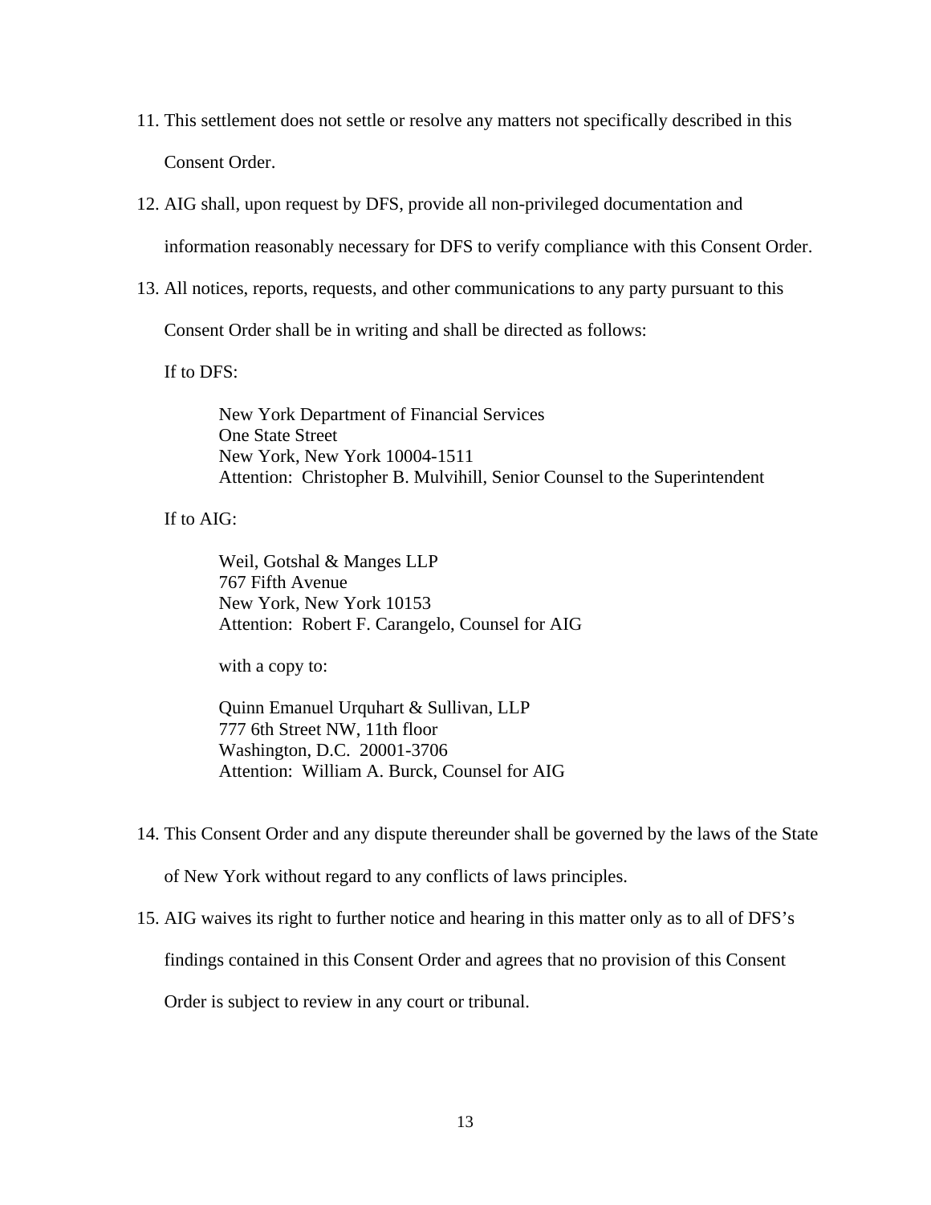11. This settlement does not settle or resolve any matters not specifically described in this Consent Order.

12. AIG shall, upon request by DFS, provide all non-privileged documentation and information reasonably necessary for DFS to verify compliance with this Consent Order.

13. All notices, reports, requests, and other communications to any party pursuant to this Consent Order shall be in writing and shall be directed as follows:

    If to DFS:

    > New York Department of Financial Services
    > One State Street
    > New York, New York 10004-1511
    > Attention: Christopher B. Mulvihill, Senior Counsel to the Superintendent

    If to AIG:

    > Weil, Gotshal & Manges LLP
    > 767 Fifth Avenue
    > New York, New York 10153
    > Attention: Robert F. Carangelo, Counsel for AIG
    >
    > with a copy to:
    >
    > Quinn Emanuel Urquhart & Sullivan, LLP
    > 777 6th Street NW, 11th floor
    > Washington, D.C. 20001-3706
    > Attention: William A. Burck, Counsel for AIG

14. This Consent Order and any dispute thereunder shall be governed by the laws of the State of New York without regard to any conflicts of laws principles.

15. AIG waives its right to further notice and hearing in this matter only as to all of DFS's findings contained in this Consent Order and agrees that no provision of this Consent Order is subject to review in any court or tribunal.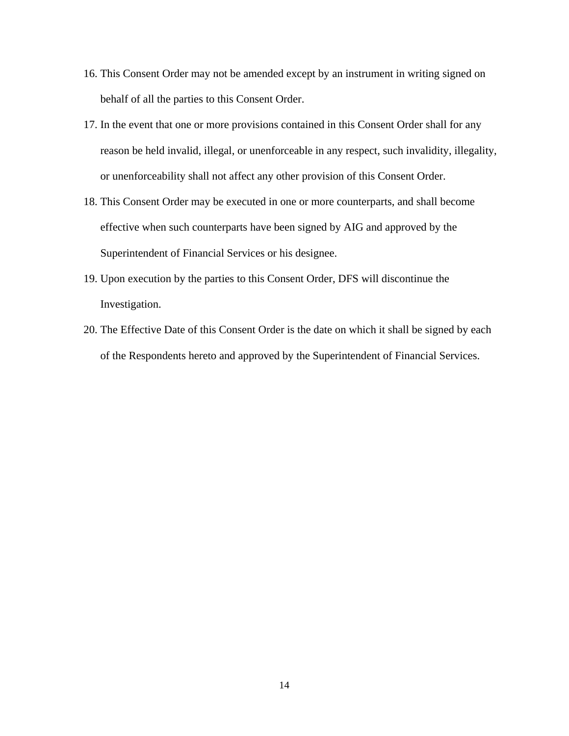16. This Consent Order may not be amended except by an instrument in writing signed on behalf of all the parties to this Consent Order.
17. In the event that one or more provisions contained in this Consent Order shall for any reason be held invalid, illegal, or unenforceable in any respect, such invalidity, illegality, or unenforceability shall not affect any other provision of this Consent Order.
18. This Consent Order may be executed in one or more counterparts, and shall become effective when such counterparts have been signed by AIG and approved by the Superintendent of Financial Services or his designee.
19. Upon execution by the parties to this Consent Order, DFS will discontinue the Investigation.
20. The Effective Date of this Consent Order is the date on which it shall be signed by each of the Respondents hereto and approved by the Superintendent of Financial Services.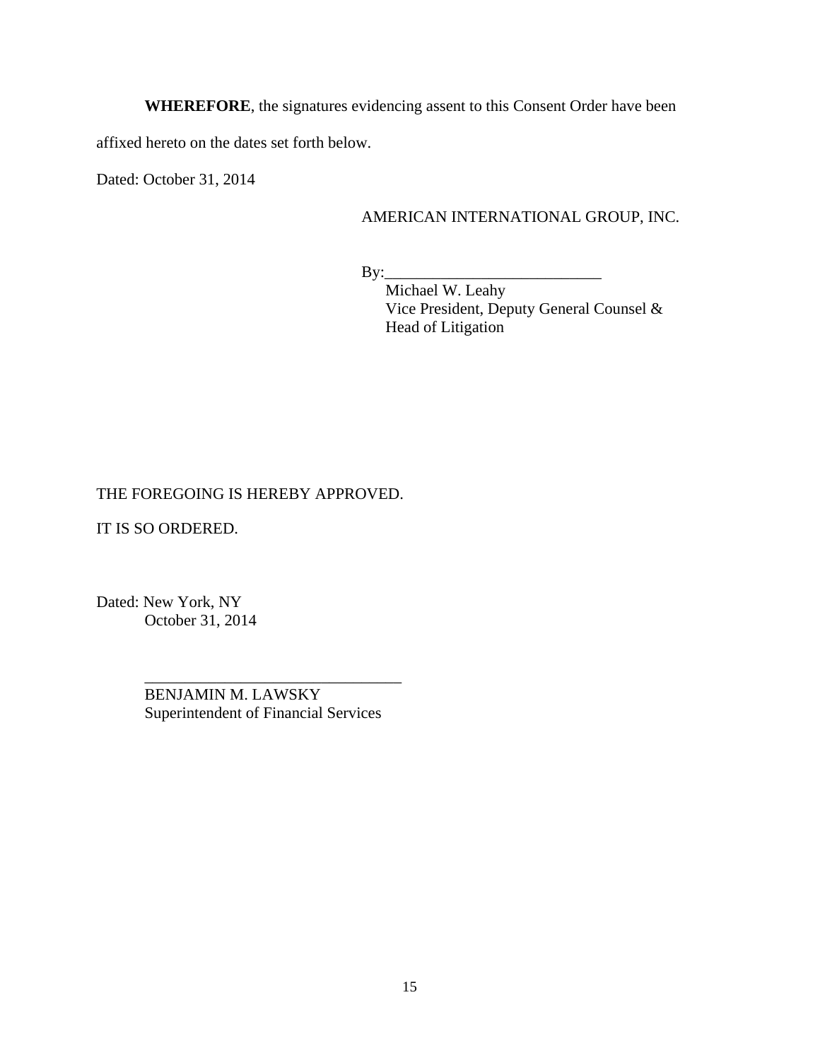**WHEREFORE**, the signatures evidencing assent to this Consent Order have been affixed hereto on the dates set forth below.

Dated: October 31, 2014

AMERICAN INTERNATIONAL GROUP, INC.

By:___________________________

Michael W. Leahy
Vice President, Deputy General Counsel &
Head of Litigation

THE FOREGOING IS HEREBY APPROVED.

IT IS SO ORDERED.

Dated: New York, NY
October 31, 2014

_________________________________

BENJAMIN M. LAWSKY
Superintendent of Financial Services